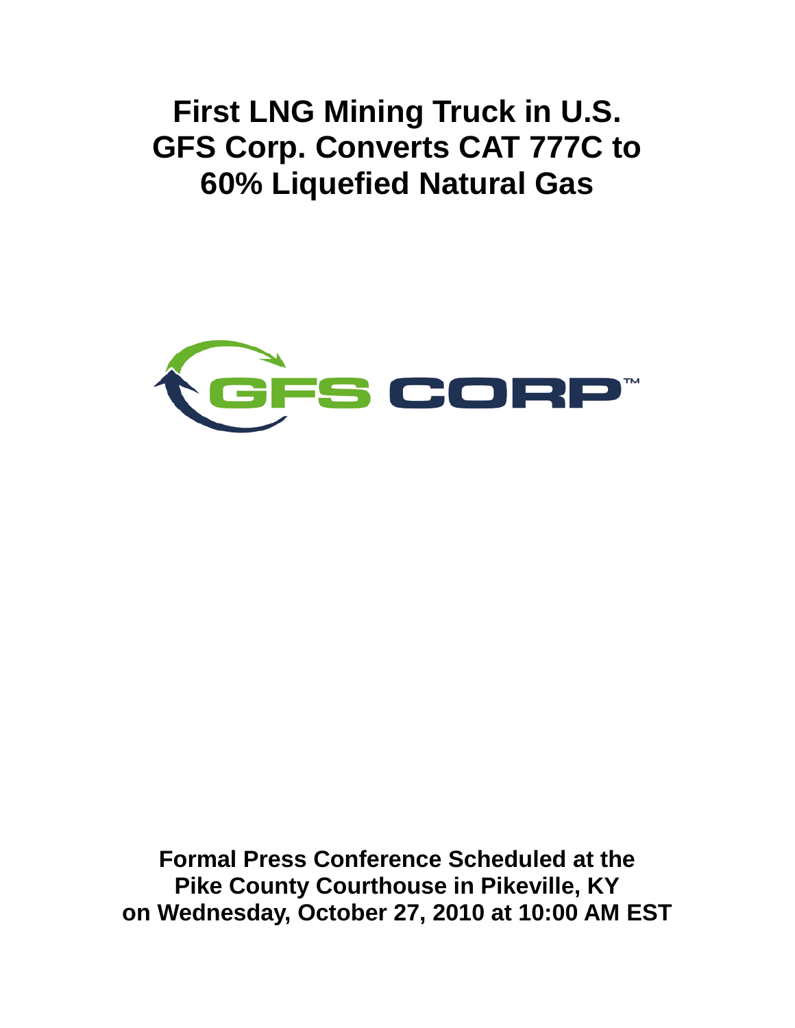# First LNG Mining Truck in U.S. GFS Corp. Converts CAT 777C to 60% Liquefied Natural Gas

GFS CORP™

**Formal Press Conference Scheduled at the Pike County Courthouse in Pikeville, KY on Wednesday, October 27, 2010 at 10:00 AM EST**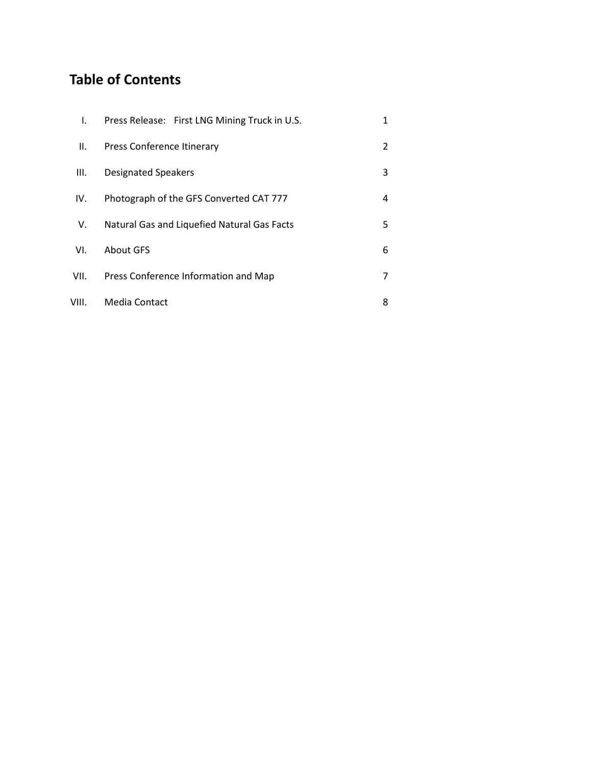# Table of Contents

| | | |
|---|---|---|
| I. | Press Release: First LNG Mining Truck in U.S. | 1 |
| II. | Press Conference Itinerary | 2 |
| III. | Designated Speakers | 3 |
| IV. | Photograph of the GFS Converted CAT 777 | 4 |
| V. | Natural Gas and Liquefied Natural Gas Facts | 5 |
| VI. | About GFS | 6 |
| VII. | Press Conference Information and Map | 7 |
| VIII. | Media Contact | 8 |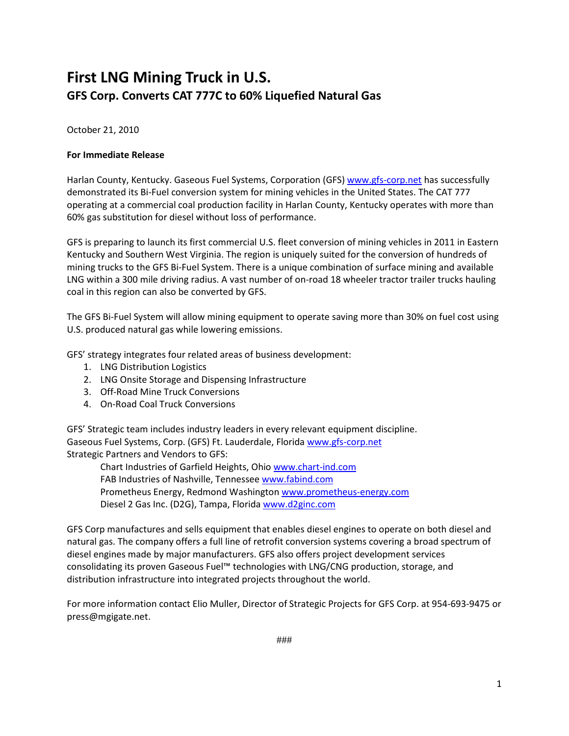# First LNG Mining Truck in U.S.

## GFS Corp. Converts CAT 777C to 60% Liquefied Natural Gas

October 21, 2010

**For Immediate Release**

Harlan County, Kentucky. Gaseous Fuel Systems, Corporation (GFS) www.gfs-corp.net has successfully demonstrated its Bi-Fuel conversion system for mining vehicles in the United States. The CAT 777 operating at a commercial coal production facility in Harlan County, Kentucky operates with more than 60% gas substitution for diesel without loss of performance.

GFS is preparing to launch its first commercial U.S. fleet conversion of mining vehicles in 2011 in Eastern Kentucky and Southern West Virginia. The region is uniquely suited for the conversion of hundreds of mining trucks to the GFS Bi-Fuel System. There is a unique combination of surface mining and available LNG within a 300 mile driving radius. A vast number of on-road 18 wheeler tractor trailer trucks hauling coal in this region can also be converted by GFS.

The GFS Bi-Fuel System will allow mining equipment to operate saving more than 30% on fuel cost using U.S. produced natural gas while lowering emissions.

GFS' strategy integrates four related areas of business development:

1. LNG Distribution Logistics
2. LNG Onsite Storage and Dispensing Infrastructure
3. Off-Road Mine Truck Conversions
4. On-Road Coal Truck Conversions

GFS' Strategic team includes industry leaders in every relevant equipment discipline.
Gaseous Fuel Systems, Corp. (GFS) Ft. Lauderdale, Florida www.gfs-corp.net
Strategic Partners and Vendors to GFS:

- Chart Industries of Garfield Heights, Ohio www.chart-ind.com
- FAB Industries of Nashville, Tennessee www.fabind.com
- Prometheus Energy, Redmond Washington www.prometheus-energy.com
- Diesel 2 Gas Inc. (D2G), Tampa, Florida www.d2ginc.com

GFS Corp manufactures and sells equipment that enables diesel engines to operate on both diesel and natural gas. The company offers a full line of retrofit conversion systems covering a broad spectrum of diesel engines made by major manufacturers. GFS also offers project development services consolidating its proven Gaseous Fuel™ technologies with LNG/CNG production, storage, and distribution infrastructure into integrated projects throughout the world.

For more information contact Elio Muller, Director of Strategic Projects for GFS Corp. at 954-693-9475 or press@mgigate.net.

###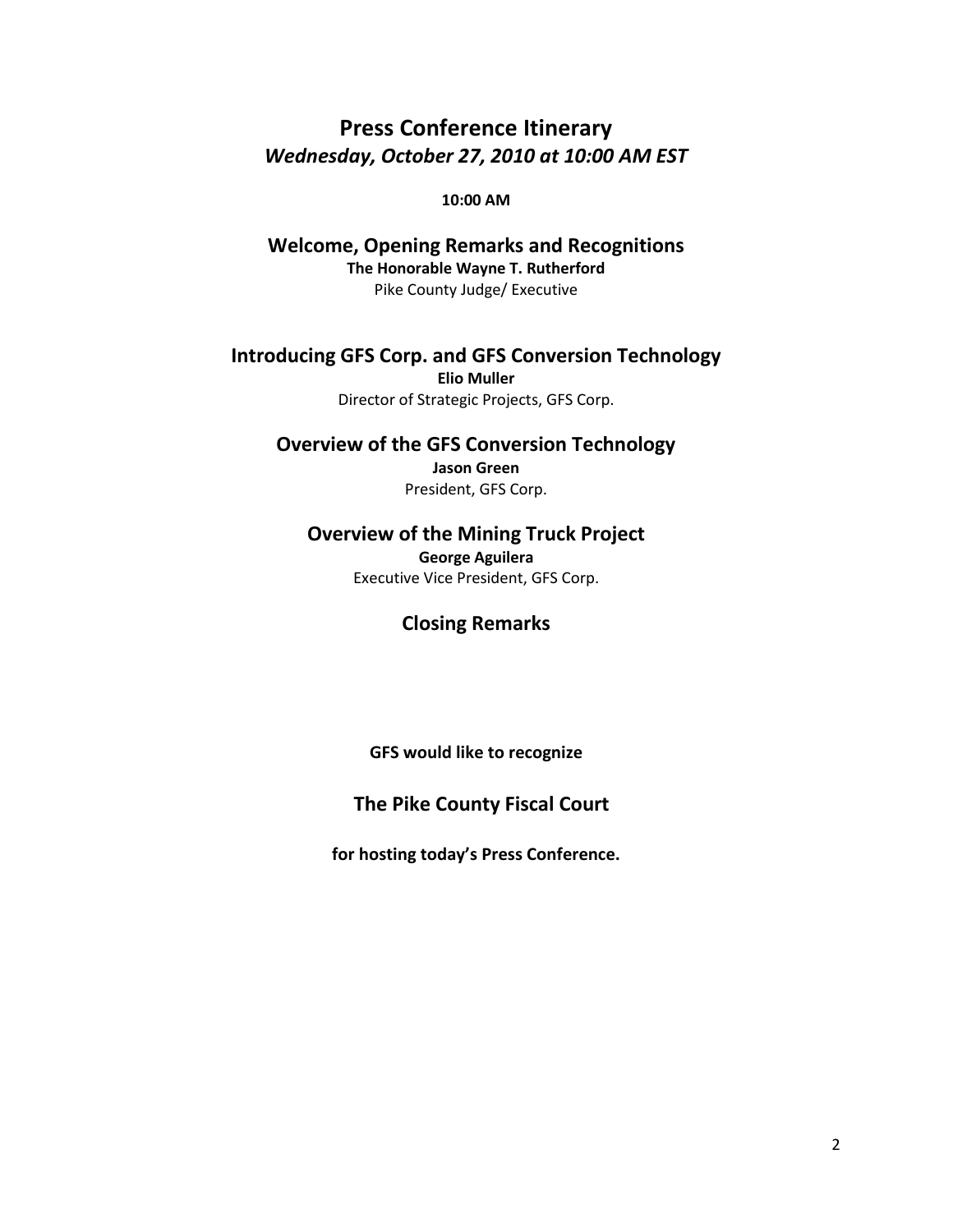# Press Conference Itinerary

***Wednesday, October 27, 2010 at 10:00 AM EST***

**10:00 AM**

## Welcome, Opening Remarks and Recognitions

**The Honorable Wayne T. Rutherford**

Pike County Judge/ Executive

## Introducing GFS Corp. and GFS Conversion Technology

**Elio Muller**

Director of Strategic Projects, GFS Corp.

## Overview of the GFS Conversion Technology

**Jason Green**

President, GFS Corp.

## Overview of the Mining Truck Project

**George Aguilera**

Executive Vice President, GFS Corp.

## Closing Remarks

**GFS would like to recognize**

**The Pike County Fiscal Court**

**for hosting today's Press Conference.**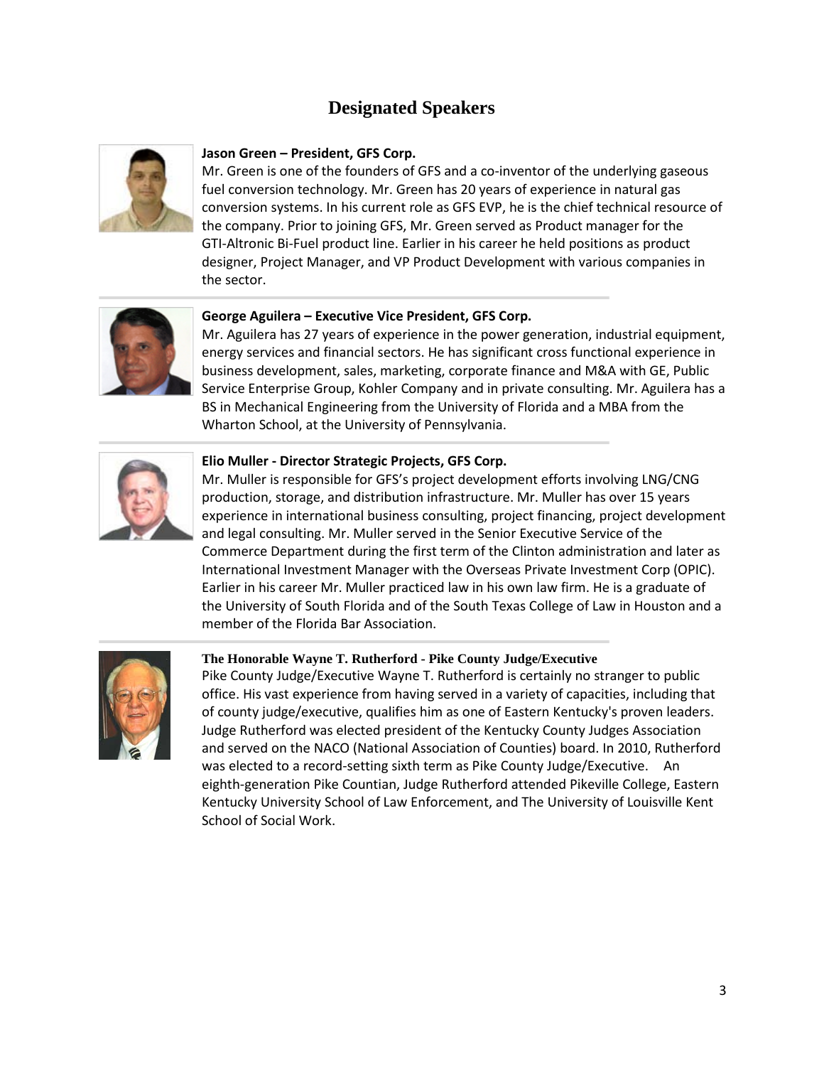# Designated Speakers

**Jason Green – President, GFS Corp.**
Mr. Green is one of the founders of GFS and a co-inventor of the underlying gaseous fuel conversion technology. Mr. Green has 20 years of experience in natural gas conversion systems. In his current role as GFS EVP, he is the chief technical resource of the company. Prior to joining GFS, Mr. Green served as Product manager for the GTI-Altronic Bi-Fuel product line. Earlier in his career he held positions as product designer, Project Manager, and VP Product Development with various companies in the sector.

---

**George Aguilera – Executive Vice President, GFS Corp.**
Mr. Aguilera has 27 years of experience in the power generation, industrial equipment, energy services and financial sectors. He has significant cross functional experience in business development, sales, marketing, corporate finance and M&A with GE, Public Service Enterprise Group, Kohler Company and in private consulting. Mr. Aguilera has a BS in Mechanical Engineering from the University of Florida and a MBA from the Wharton School, at the University of Pennsylvania.

---

**Elio Muller - Director Strategic Projects, GFS Corp.**
Mr. Muller is responsible for GFS's project development efforts involving LNG/CNG production, storage, and distribution infrastructure. Mr. Muller has over 15 years experience in international business consulting, project financing, project development and legal consulting. Mr. Muller served in the Senior Executive Service of the Commerce Department during the first term of the Clinton administration and later as International Investment Manager with the Overseas Private Investment Corp (OPIC). Earlier in his career Mr. Muller practiced law in his own law firm. He is a graduate of the University of South Florida and of the South Texas College of Law in Houston and a member of the Florida Bar Association.

---

**The Honorable Wayne T. Rutherford - Pike County Judge/Executive**
Pike County Judge/Executive Wayne T. Rutherford is certainly no stranger to public office. His vast experience from having served in a variety of capacities, including that of county judge/executive, qualifies him as one of Eastern Kentucky's proven leaders. Judge Rutherford was elected president of the Kentucky County Judges Association and served on the NACO (National Association of Counties) board. In 2010, Rutherford was elected to a record-setting sixth term as Pike County Judge/Executive. An eighth-generation Pike Countian, Judge Rutherford attended Pikeville College, Eastern Kentucky University School of Law Enforcement, and The University of Louisville Kent School of Social Work.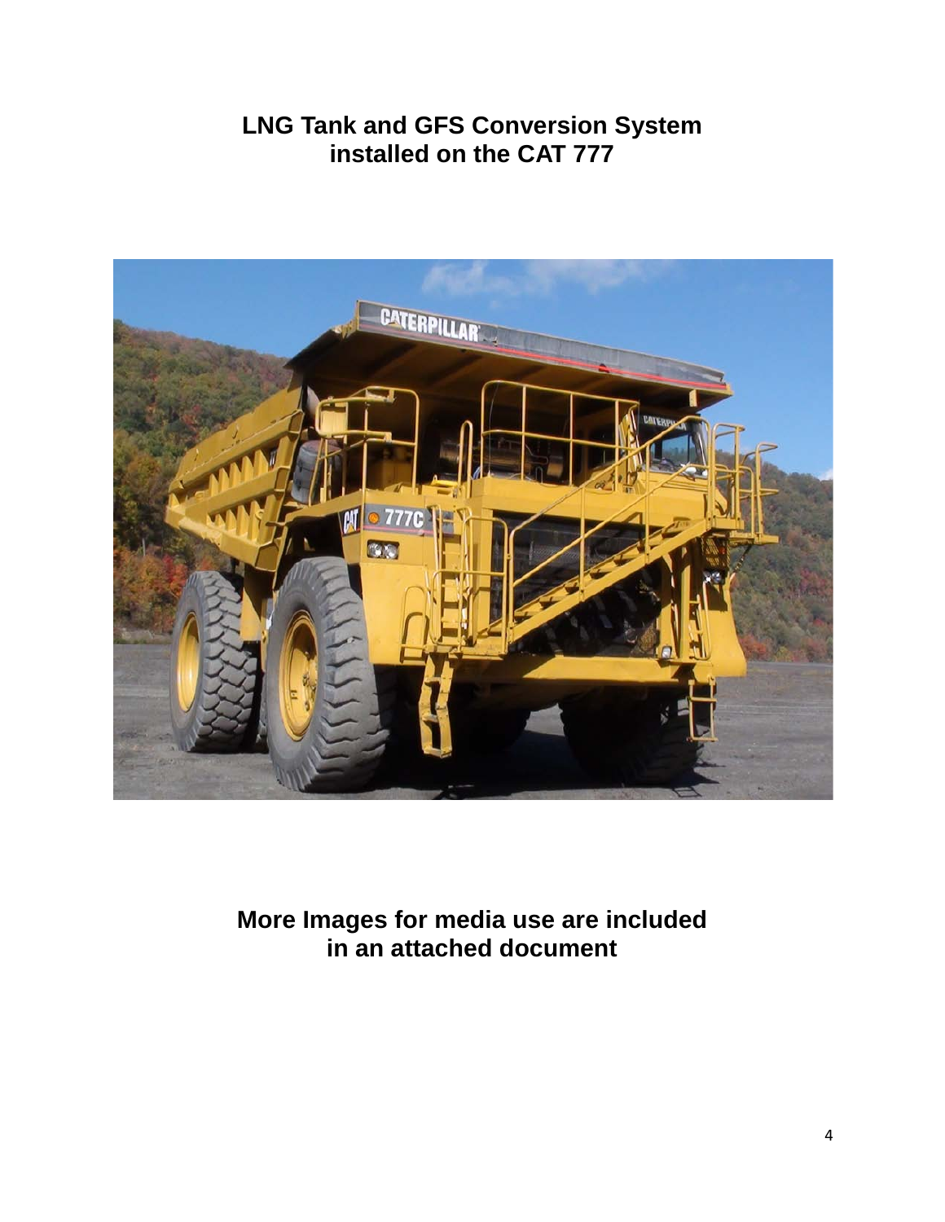**LNG Tank and GFS Conversion System installed on the CAT 777**

**More Images for media use are included in an attached document**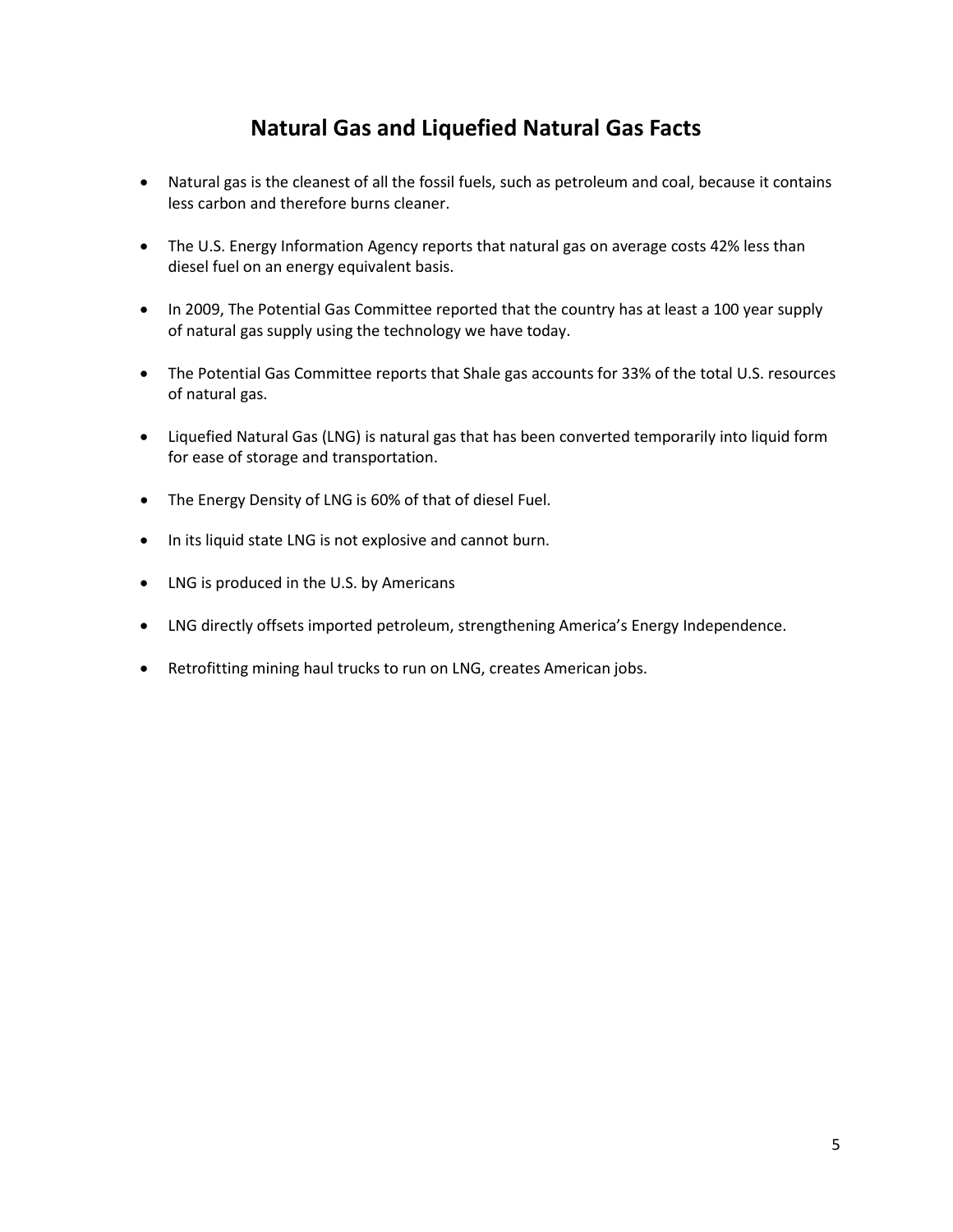## Natural Gas and Liquefied Natural Gas Facts

- Natural gas is the cleanest of all the fossil fuels, such as petroleum and coal, because it contains less carbon and therefore burns cleaner.
- The U.S. Energy Information Agency reports that natural gas on average costs 42% less than diesel fuel on an energy equivalent basis.
- In 2009, The Potential Gas Committee reported that the country has at least a 100 year supply of natural gas supply using the technology we have today.
- The Potential Gas Committee reports that Shale gas accounts for 33% of the total U.S. resources of natural gas.
- Liquefied Natural Gas (LNG) is natural gas that has been converted temporarily into liquid form for ease of storage and transportation.
- The Energy Density of LNG is 60% of that of diesel Fuel.
- In its liquid state LNG is not explosive and cannot burn.
- LNG is produced in the U.S. by Americans
- LNG directly offsets imported petroleum, strengthening America's Energy Independence.
- Retrofitting mining haul trucks to run on LNG, creates American jobs.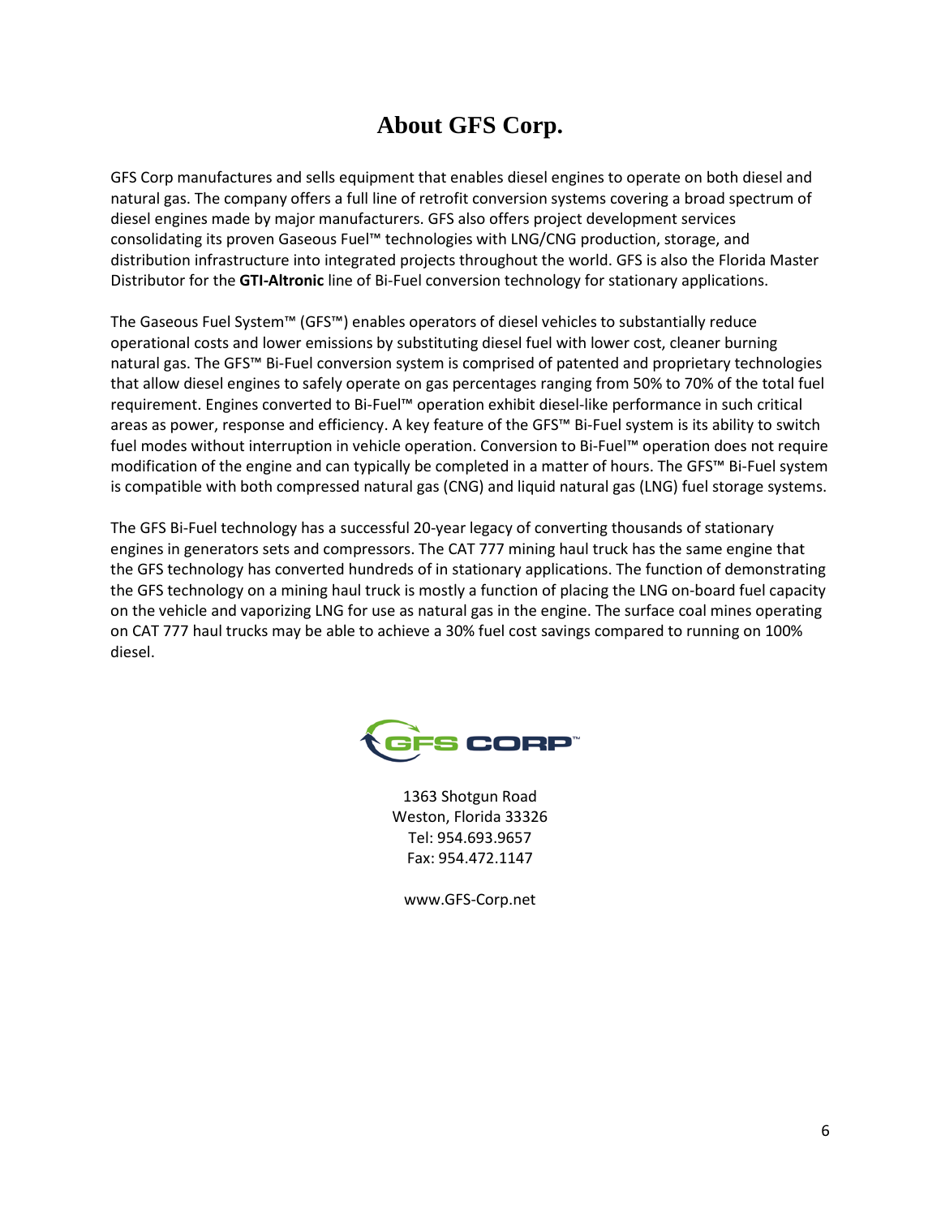# About GFS Corp.

GFS Corp manufactures and sells equipment that enables diesel engines to operate on both diesel and natural gas. The company offers a full line of retrofit conversion systems covering a broad spectrum of diesel engines made by major manufacturers. GFS also offers project development services consolidating its proven Gaseous Fuel™ technologies with LNG/CNG production, storage, and distribution infrastructure into integrated projects throughout the world. GFS is also the Florida Master Distributor for the **GTI-Altronic** line of Bi-Fuel conversion technology for stationary applications.

The Gaseous Fuel System™ (GFS™) enables operators of diesel vehicles to substantially reduce operational costs and lower emissions by substituting diesel fuel with lower cost, cleaner burning natural gas. The GFS™ Bi-Fuel conversion system is comprised of patented and proprietary technologies that allow diesel engines to safely operate on gas percentages ranging from 50% to 70% of the total fuel requirement. Engines converted to Bi-Fuel™ operation exhibit diesel-like performance in such critical areas as power, response and efficiency. A key feature of the GFS™ Bi-Fuel system is its ability to switch fuel modes without interruption in vehicle operation. Conversion to Bi-Fuel™ operation does not require modification of the engine and can typically be completed in a matter of hours. The GFS™ Bi-Fuel system is compatible with both compressed natural gas (CNG) and liquid natural gas (LNG) fuel storage systems.

The GFS Bi-Fuel technology has a successful 20-year legacy of converting thousands of stationary engines in generators sets and compressors. The CAT 777 mining haul truck has the same engine that the GFS technology has converted hundreds of in stationary applications. The function of demonstrating the GFS technology on a mining haul truck is mostly a function of placing the LNG on-board fuel capacity on the vehicle and vaporizing LNG for use as natural gas in the engine. The surface coal mines operating on CAT 777 haul trucks may be able to achieve a 30% fuel cost savings compared to running on 100% diesel.

GFS CORP™

1363 Shotgun Road
Weston, Florida 33326
Tel: 954.693.9657
Fax: 954.472.1147

www.GFS-Corp.net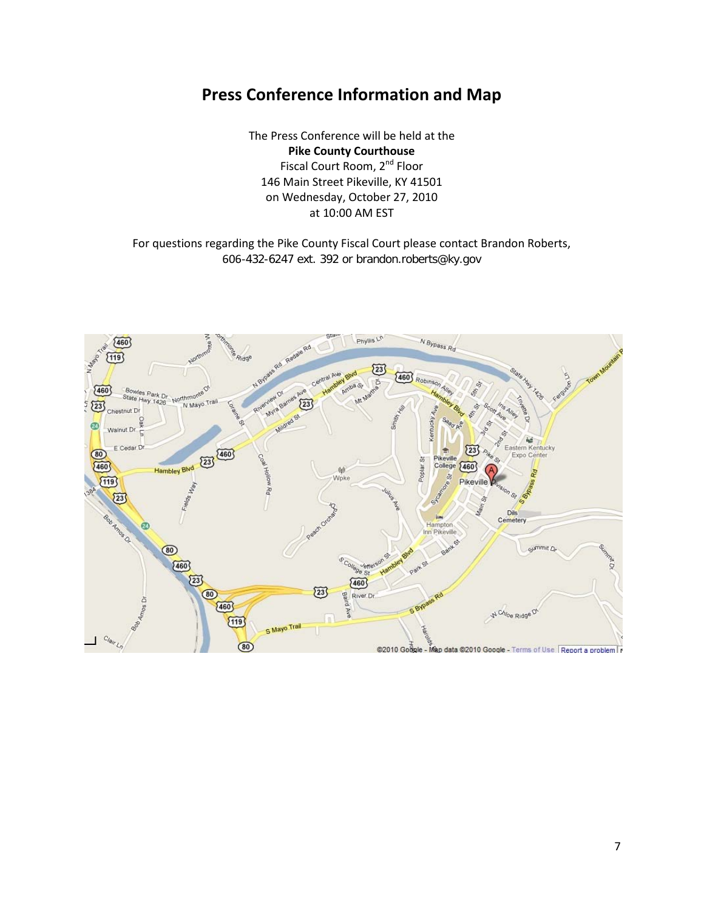# Press Conference Information and Map

The Press Conference will be held at the
**Pike County Courthouse**
Fiscal Court Room, 2nd Floor
146 Main Street Pikeville, KY 41501
on Wednesday, October 27, 2010
at 10:00 AM EST

For questions regarding the Pike County Fiscal Court please contact Brandon Roberts, 606-432-6247 ext. 392 or brandon.roberts@ky.gov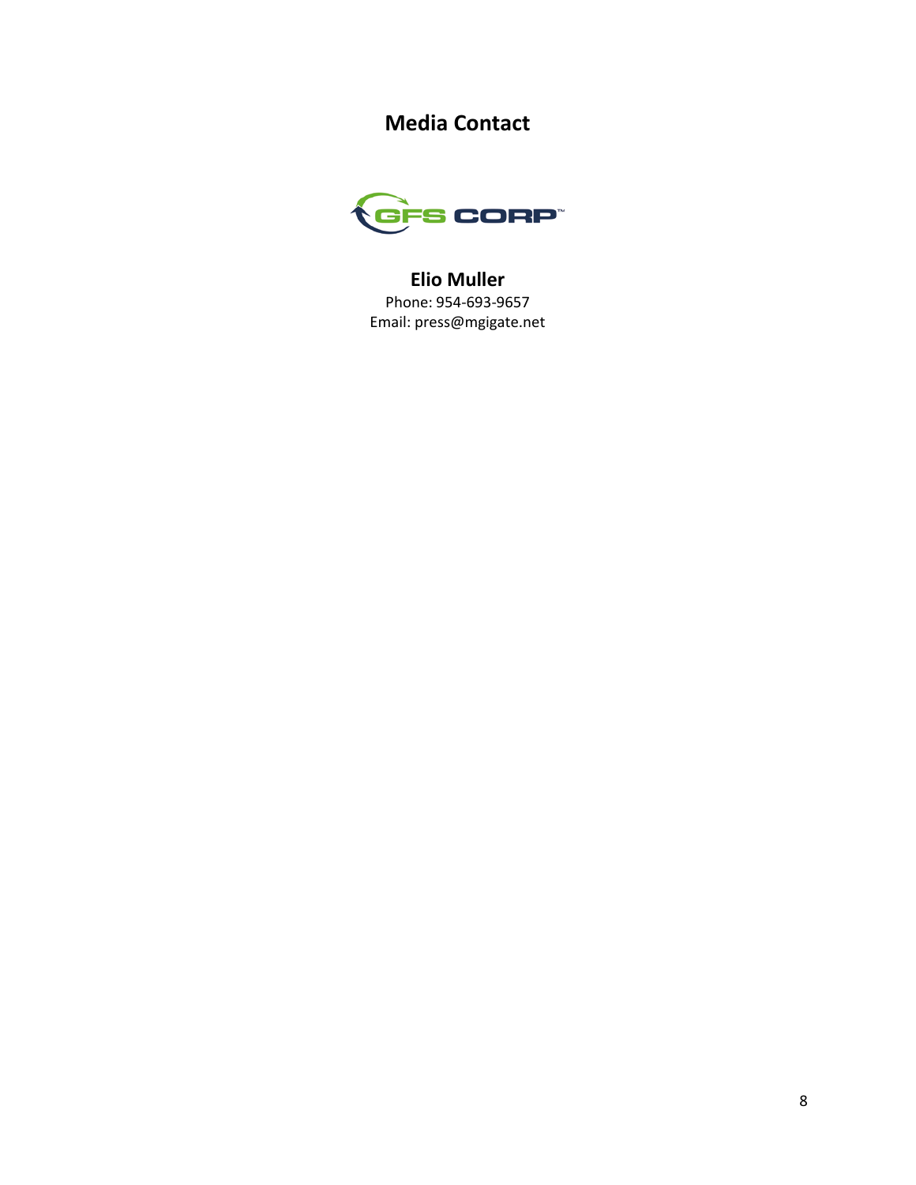## Media Contact

**Elio Muller**

Phone: 954-693-9657

Email: press@mgigate.net